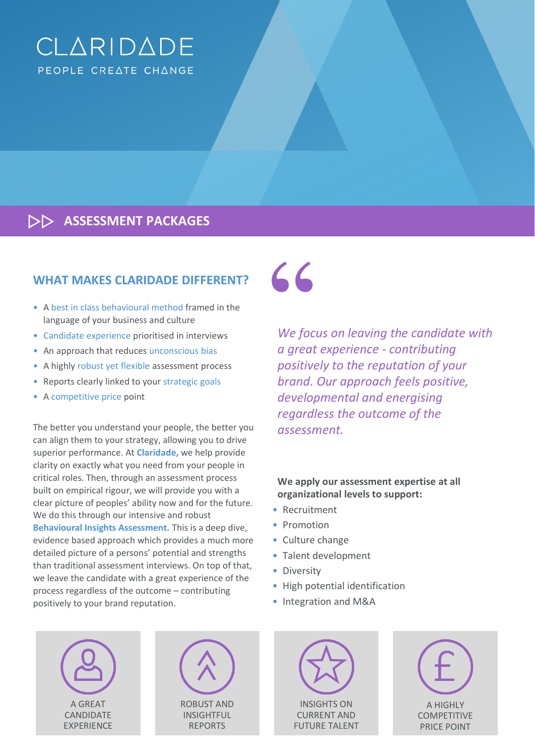# CLARIDADE

PEOPLE CREATE CHANGE

## ASSESSMENT PACKAGES

### WHAT MAKES CLARIDADE DIFFERENT?

- A best in class behavioural method framed in the language of your business and culture
- Candidate experience prioritised in interviews
- An approach that reduces unconscious bias
- A highly robust yet flexible assessment process
- Reports clearly linked to your strategic goals
- A competitive price point

The better you understand your people, the better you can align them to your strategy, allowing you to drive superior performance. At **Claridade,** we help provide clarity on exactly what you need from your people in critical roles. Then, through an assessment process built on empirical rigour, we will provide you with a clear picture of peoples' ability now and for the future. We do this through our intensive and robust **Behavioural Insights Assessment.** This is a deep dive, evidence based approach which provides a much more detailed picture of a persons' potential and strengths than traditional assessment interviews. On top of that, we leave the candidate with a great experience of the process regardless of the outcome – contributing positively to your brand reputation.

> *We focus on leaving the candidate with a great experience - contributing positively to the reputation of your brand. Our approach feels positive, developmental and energising regardless the outcome of the assessment.*

**We apply our assessment expertise at all organizational levels to support:**

- Recruitment
- Promotion
- Culture change
- Talent development
- Diversity
- High potential identification
- Integration and M&A

A GREAT CANDIDATE EXPERIENCE

ROBUST AND INSIGHTFUL REPORTS

INSIGHTS ON CURRENT AND FUTURE TALENT

A HIGHLY COMPETITIVE PRICE POINT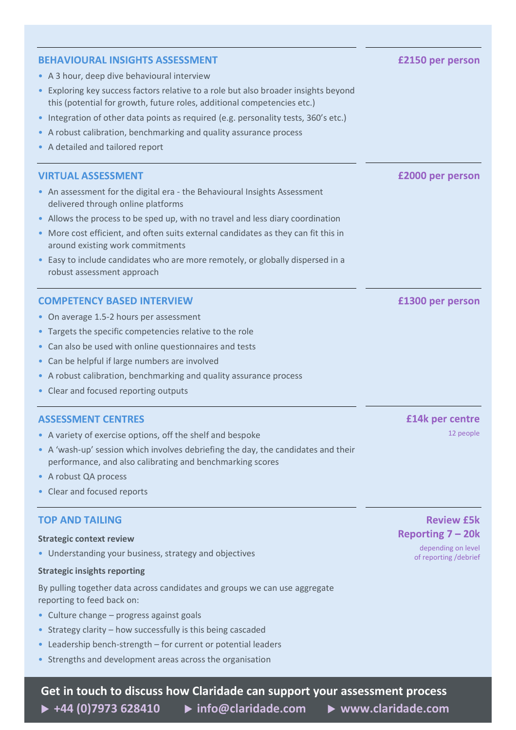## BEHAVIOURAL INSIGHTS ASSESSMENT

**£2150 per person**

- A 3 hour, deep dive behavioural interview
- Exploring key success factors relative to a role but also broader insights beyond this (potential for growth, future roles, additional competencies etc.)
- Integration of other data points as required (e.g. personality tests, 360's etc.)
- A robust calibration, benchmarking and quality assurance process
- A detailed and tailored report

## VIRTUAL ASSESSMENT

**£2000 per person**

- An assessment for the digital era - the Behavioural Insights Assessment delivered through online platforms
- Allows the process to be sped up, with no travel and less diary coordination
- More cost efficient, and often suits external candidates as they can fit this in around existing work commitments
- Easy to include candidates who are more remotely, or globally dispersed in a robust assessment approach

## COMPETENCY BASED INTERVIEW

**£1300 per person**

- On average 1.5-2 hours per assessment
- Targets the specific competencies relative to the role
- Can also be used with online questionnaires and tests
- Can be helpful if large numbers are involved
- A robust calibration, benchmarking and quality assurance process
- Clear and focused reporting outputs

## ASSESSMENT CENTRES

**£14k per centre**

12 people

- A variety of exercise options, off the shelf and bespoke
- A 'wash-up' session which involves debriefing the day, the candidates and their performance, and also calibrating and benchmarking scores
- A robust QA process
- Clear and focused reports

## TOP AND TAILING

**Review £5k**
**Reporting 7 – 20k**

depending on level of reporting /debrief

**Strategic context review**

- Understanding your business, strategy and objectives

**Strategic insights reporting**

By pulling together data across candidates and groups we can use aggregate reporting to feed back on:

- Culture change – progress against goals
- Strategy clarity – how successfully is this being cascaded
- Leadership bench-strength – for current or potential leaders
- Strengths and development areas across the organisation

**Get in touch to discuss how Claridade can support your assessment process**

▶ +44 (0)7973 628410 ▶ info@claridade.com ▶ www.claridade.com